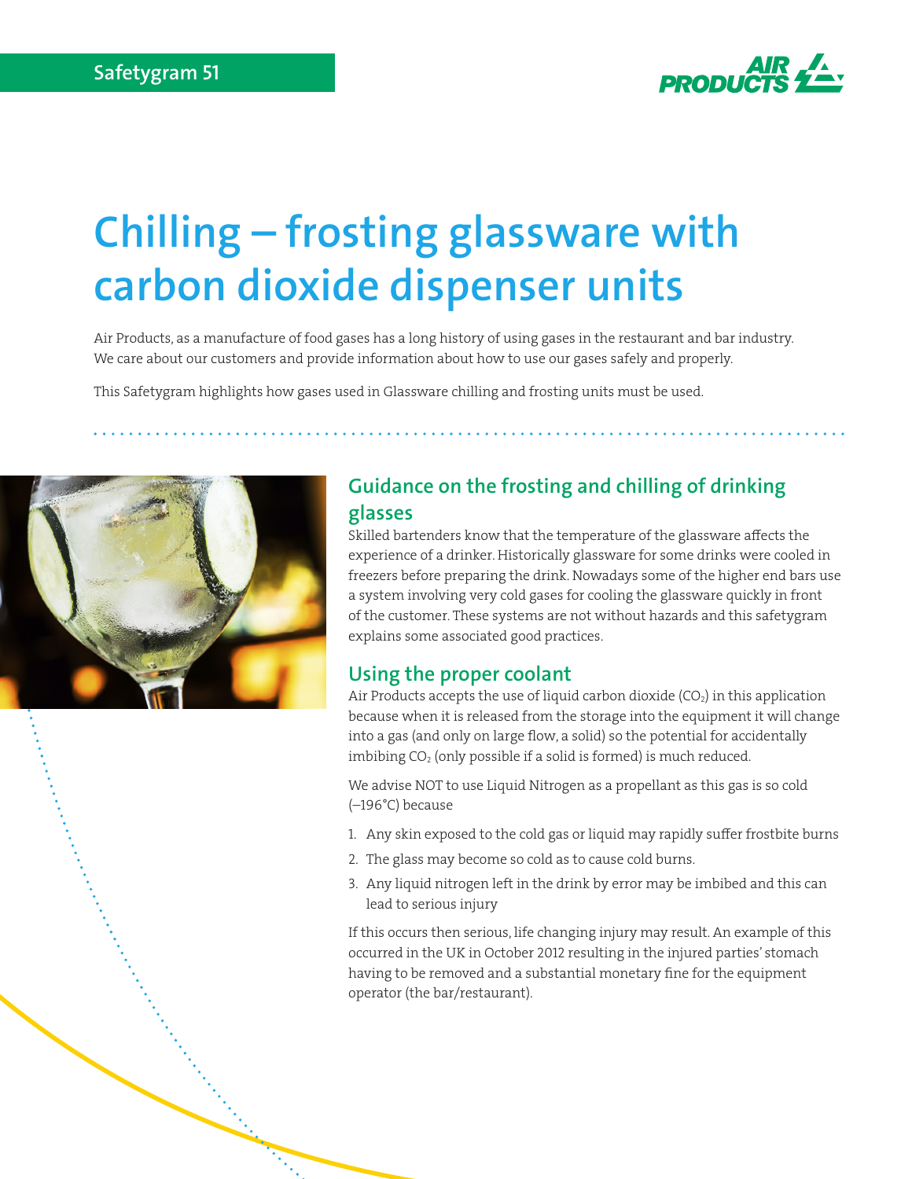Safetygram 51

# Chilling – frosting glassware with carbon dioxide dispenser units

Air Products, as a manufacture of food gases has a long history of using gases in the restaurant and bar industry. We care about our customers and provide information about how to use our gases safely and properly.

This Safetygram highlights how gases used in Glassware chilling and frosting units must be used.

## Guidance on the frosting and chilling of drinking glasses

Skilled bartenders know that the temperature of the glassware affects the experience of a drinker. Historically glassware for some drinks were cooled in freezers before preparing the drink. Nowadays some of the higher end bars use a system involving very cold gases for cooling the glassware quickly in front of the customer. These systems are not without hazards and this safetygram explains some associated good practices.

## Using the proper coolant

Air Products accepts the use of liquid carbon dioxide ($CO_2$) in this application because when it is released from the storage into the equipment it will change into a gas (and only on large flow, a solid) so the potential for accidentally imbibing $CO_2$ (only possible if a solid is formed) is much reduced.

We advise NOT to use Liquid Nitrogen as a propellant as this gas is so cold (–196°C) because

1. Any skin exposed to the cold gas or liquid may rapidly suffer frostbite burns
2. The glass may become so cold as to cause cold burns.
3. Any liquid nitrogen left in the drink by error may be imbibed and this can lead to serious injury

If this occurs then serious, life changing injury may result. An example of this occurred in the UK in October 2012 resulting in the injured parties' stomach having to be removed and a substantial monetary fine for the equipment operator (the bar/restaurant).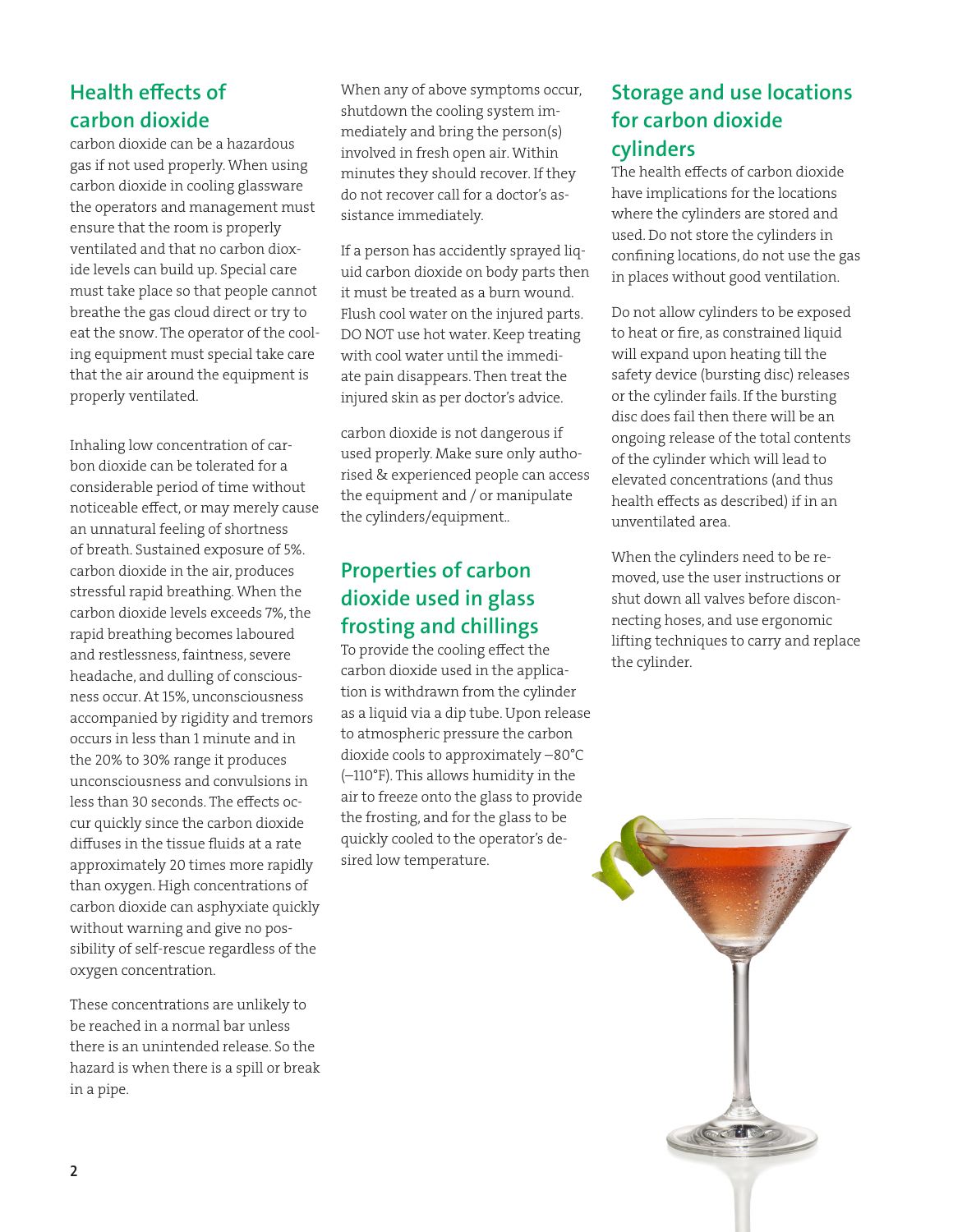## Health effects of carbon dioxide

carbon dioxide can be a hazardous gas if not used properly. When using carbon dioxide in cooling glassware the operators and management must ensure that the room is properly ventilated and that no carbon dioxide levels can build up. Special care must take place so that people cannot breathe the gas cloud direct or try to eat the snow. The operator of the cooling equipment must special take care that the air around the equipment is properly ventilated.

Inhaling low concentration of carbon dioxide can be tolerated for a considerable period of time without noticeable effect, or may merely cause an unnatural feeling of shortness of breath. Sustained exposure of 5%. carbon dioxide in the air, produces stressful rapid breathing. When the carbon dioxide levels exceeds 7%, the rapid breathing becomes laboured and restlessness, faintness, severe headache, and dulling of consciousness occur. At 15%, unconsciousness accompanied by rigidity and tremors occurs in less than 1 minute and in the 20% to 30% range it produces unconsciousness and convulsions in less than 30 seconds. The effects occur quickly since the carbon dioxide diffuses in the tissue fluids at a rate approximately 20 times more rapidly than oxygen. High concentrations of carbon dioxide can asphyxiate quickly without warning and give no possibility of self-rescue regardless of the oxygen concentration.

These concentrations are unlikely to be reached in a normal bar unless there is an unintended release. So the hazard is when there is a spill or break in a pipe.

When any of above symptoms occur, shutdown the cooling system immediately and bring the person(s) involved in fresh open air. Within minutes they should recover. If they do not recover call for a doctor's assistance immediately.

If a person has accidently sprayed liquid carbon dioxide on body parts then it must be treated as a burn wound. Flush cool water on the injured parts. DO NOT use hot water. Keep treating with cool water until the immediate pain disappears. Then treat the injured skin as per doctor's advice.

carbon dioxide is not dangerous if used properly. Make sure only authorised & experienced people can access the equipment and / or manipulate the cylinders/equipment..

## Properties of carbon dioxide used in glass frosting and chillings

To provide the cooling effect the carbon dioxide used in the application is withdrawn from the cylinder as a liquid via a dip tube. Upon release to atmospheric pressure the carbon dioxide cools to approximately −80°C (−110°F). This allows humidity in the air to freeze onto the glass to provide the frosting, and for the glass to be quickly cooled to the operator's desired low temperature.

## Storage and use locations for carbon dioxide cylinders

The health effects of carbon dioxide have implications for the locations where the cylinders are stored and used. Do not store the cylinders in confining locations, do not use the gas in places without good ventilation.

Do not allow cylinders to be exposed to heat or fire, as constrained liquid will expand upon heating till the safety device (bursting disc) releases or the cylinder fails. If the bursting disc does fail then there will be an ongoing release of the total contents of the cylinder which will lead to elevated concentrations (and thus health effects as described) if in an unventilated area.

When the cylinders need to be removed, use the user instructions or shut down all valves before disconnecting hoses, and use ergonomic lifting techniques to carry and replace the cylinder.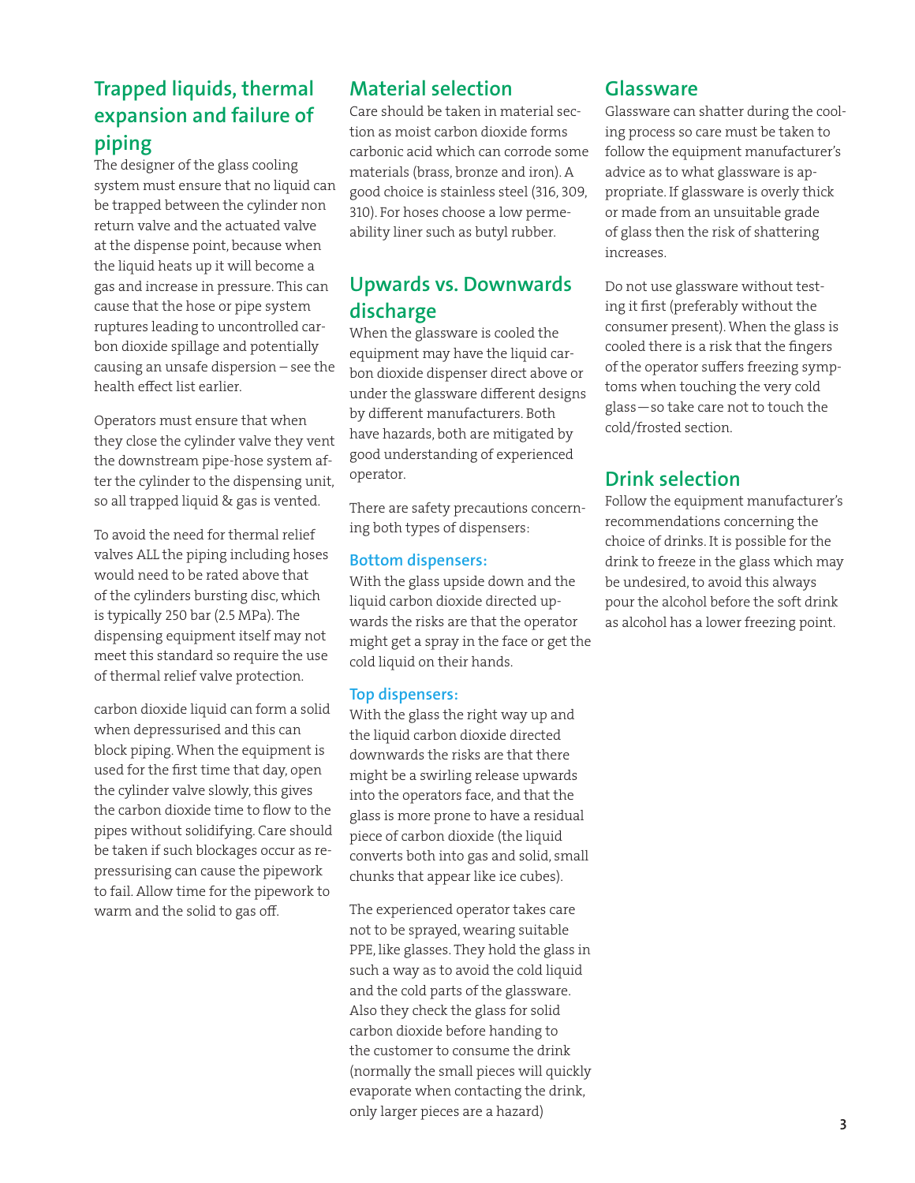## Trapped liquids, thermal expansion and failure of piping

The designer of the glass cooling system must ensure that no liquid can be trapped between the cylinder non return valve and the actuated valve at the dispense point, because when the liquid heats up it will become a gas and increase in pressure. This can cause that the hose or pipe system ruptures leading to uncontrolled carbon dioxide spillage and potentially causing an unsafe dispersion – see the health effect list earlier.

Operators must ensure that when they close the cylinder valve they vent the downstream pipe-hose system after the cylinder to the dispensing unit, so all trapped liquid & gas is vented.

To avoid the need for thermal relief valves ALL the piping including hoses would need to be rated above that of the cylinders bursting disc, which is typically 250 bar (2.5 MPa). The dispensing equipment itself may not meet this standard so require the use of thermal relief valve protection.

carbon dioxide liquid can form a solid when depressurised and this can block piping. When the equipment is used for the first time that day, open the cylinder valve slowly, this gives the carbon dioxide time to flow to the pipes without solidifying. Care should be taken if such blockages occur as re-pressurising can cause the pipework to fail. Allow time for the pipework to warm and the solid to gas off.

## Material selection

Care should be taken in material section as moist carbon dioxide forms carbonic acid which can corrode some materials (brass, bronze and iron). A good choice is stainless steel (316, 309, 310). For hoses choose a low permeability liner such as butyl rubber.

## Upwards vs. Downwards discharge

When the glassware is cooled the equipment may have the liquid carbon dioxide dispenser direct above or under the glassware different designs by different manufacturers. Both have hazards, both are mitigated by good understanding of experienced operator.

There are safety precautions concerning both types of dispensers:

### Bottom dispensers:

With the glass upside down and the liquid carbon dioxide directed upwards the risks are that the operator might get a spray in the face or get the cold liquid on their hands.

### Top dispensers:

With the glass the right way up and the liquid carbon dioxide directed downwards the risks are that there might be a swirling release upwards into the operators face, and that the glass is more prone to have a residual piece of carbon dioxide (the liquid converts both into gas and solid, small chunks that appear like ice cubes).

The experienced operator takes care not to be sprayed, wearing suitable PPE, like glasses. They hold the glass in such a way as to avoid the cold liquid and the cold parts of the glassware. Also they check the glass for solid carbon dioxide before handing to the customer to consume the drink (normally the small pieces will quickly evaporate when contacting the drink, only larger pieces are a hazard)

## Glassware

Glassware can shatter during the cooling process so care must be taken to follow the equipment manufacturer's advice as to what glassware is appropriate. If glassware is overly thick or made from an unsuitable grade of glass then the risk of shattering increases.

Do not use glassware without testing it first (preferably without the consumer present). When the glass is cooled there is a risk that the fingers of the operator suffers freezing symptoms when touching the very cold glass—so take care not to touch the cold/frosted section.

## Drink selection

Follow the equipment manufacturer's recommendations concerning the choice of drinks. It is possible for the drink to freeze in the glass which may be undesired, to avoid this always pour the alcohol before the soft drink as alcohol has a lower freezing point.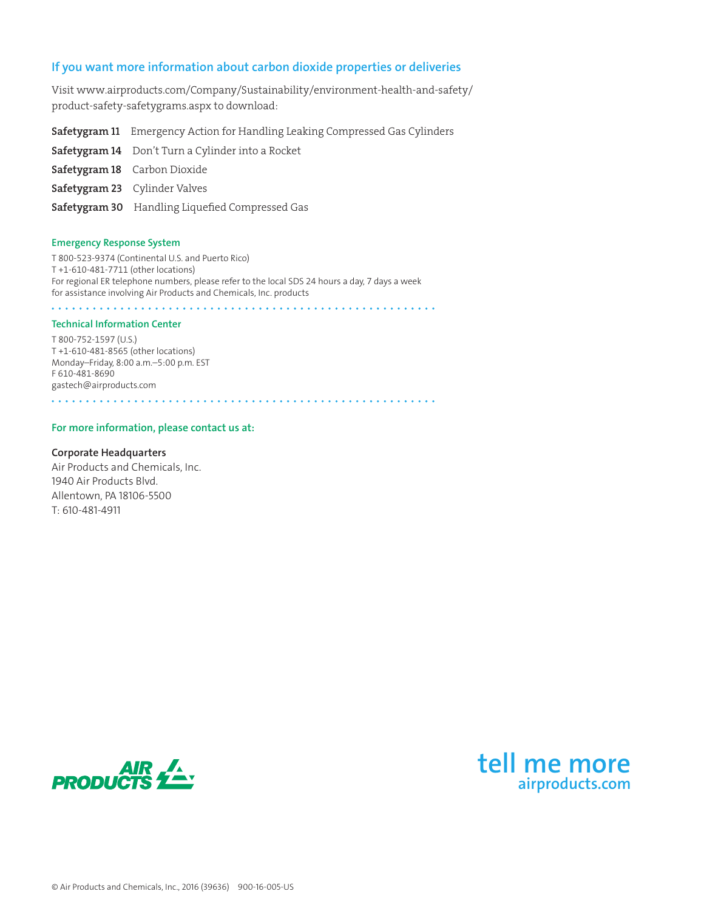## If you want more information about carbon dioxide properties or deliveries

Visit www.airproducts.com/Company/Sustainability/environment-health-and-safety/product-safety-safetygrams.aspx to download:

**Safetygram 11** Emergency Action for Handling Leaking Compressed Gas Cylinders

**Safetygram 14** Don't Turn a Cylinder into a Rocket

**Safetygram 18** Carbon Dioxide

**Safetygram 23** Cylinder Valves

**Safetygram 30** Handling Liquefied Compressed Gas

### Emergency Response System

T 800-523-9374 (Continental U.S. and Puerto Rico)
T +1-610-481-7711 (other locations)
For regional ER telephone numbers, please refer to the local SDS 24 hours a day, 7 days a week for assistance involving Air Products and Chemicals, Inc. products

### Technical Information Center

T 800-752-1597 (U.S.)
T +1-610-481-8565 (other locations)
Monday–Friday, 8:00 a.m.–5:00 p.m. EST
F 610-481-8690
gastech@airproducts.com

### For more information, please contact us at:

**Corporate Headquarters**
Air Products and Chemicals, Inc.
1940 Air Products Blvd.
Allentown, PA 18106-5500
T: 610-481-4911

AIR PRODUCTS

tell me more
airproducts.com

© Air Products and Chemicals, Inc., 2016 (39636) 900-16-005-US